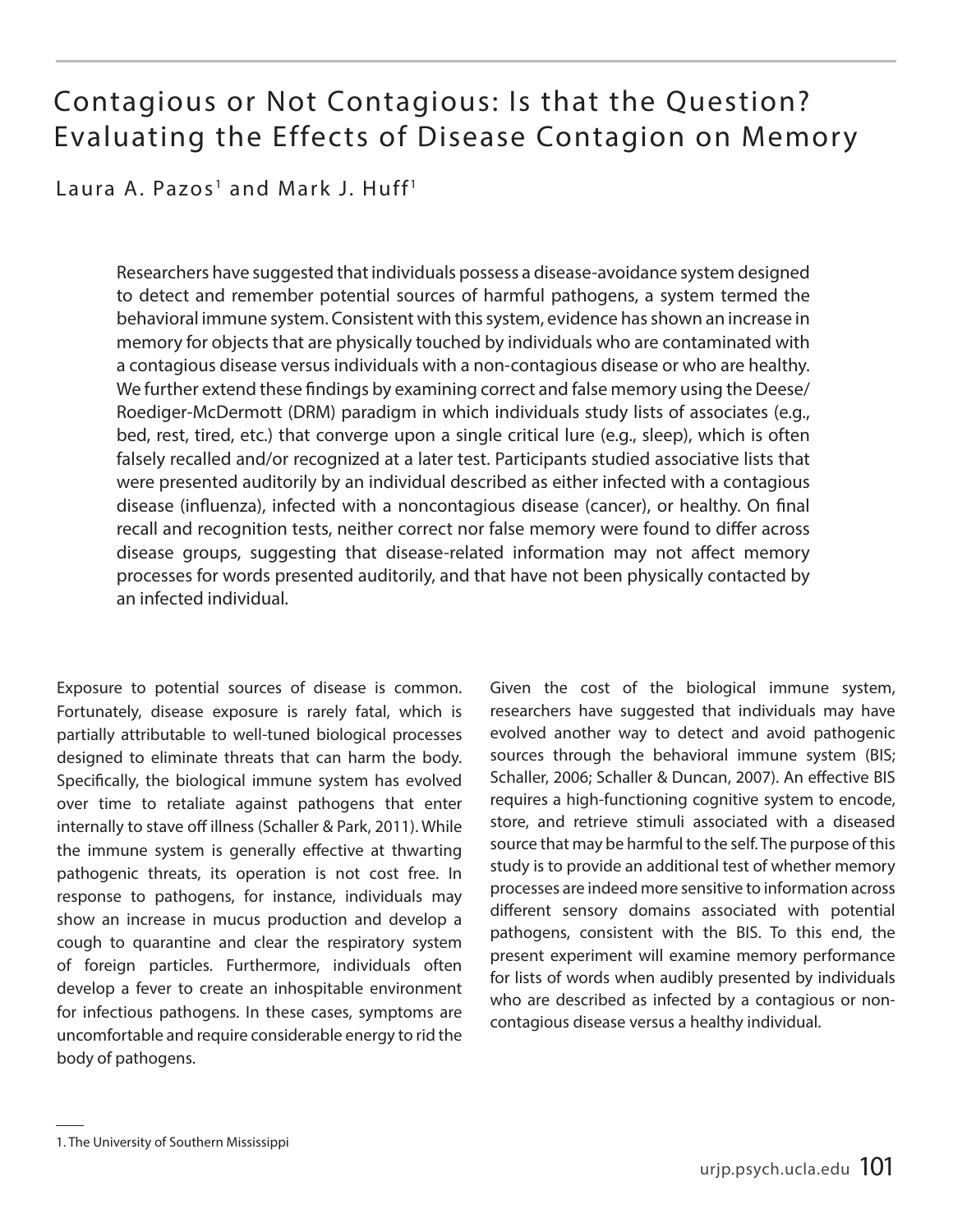# Contagious or Not Contagious: Is that the Question? Evaluating the Effects of Disease Contagion on Memory

Laura A. Pazos[1] and Mark J. Huff[1]

Researchers have suggested that individuals possess a disease-avoidance system designed to detect and remember potential sources of harmful pathogens, a system termed the behavioral immune system. Consistent with this system, evidence has shown an increase in memory for objects that are physically touched by individuals who are contaminated with a contagious disease versus individuals with a non-contagious disease or who are healthy. We further extend these findings by examining correct and false memory using the Deese/Roediger-McDermott (DRM) paradigm in which individuals study lists of associates (e.g., bed, rest, tired, etc.) that converge upon a single critical lure (e.g., sleep), which is often falsely recalled and/or recognized at a later test. Participants studied associative lists that were presented auditorily by an individual described as either infected with a contagious disease (influenza), infected with a noncontagious disease (cancer), or healthy. On final recall and recognition tests, neither correct nor false memory were found to differ across disease groups, suggesting that disease-related information may not affect memory processes for words presented auditorily, and that have not been physically contacted by an infected individual.

Exposure to potential sources of disease is common. Fortunately, disease exposure is rarely fatal, which is partially attributable to well-tuned biological processes designed to eliminate threats that can harm the body. Specifically, the biological immune system has evolved over time to retaliate against pathogens that enter internally to stave off illness (Schaller & Park, 2011). While the immune system is generally effective at thwarting pathogenic threats, its operation is not cost free. In response to pathogens, for instance, individuals may show an increase in mucus production and develop a cough to quarantine and clear the respiratory system of foreign particles. Furthermore, individuals often develop a fever to create an inhospitable environment for infectious pathogens. In these cases, symptoms are uncomfortable and require considerable energy to rid the body of pathogens.

Given the cost of the biological immune system, researchers have suggested that individuals may have evolved another way to detect and avoid pathogenic sources through the behavioral immune system (BIS; Schaller, 2006; Schaller & Duncan, 2007). An effective BIS requires a high-functioning cognitive system to encode, store, and retrieve stimuli associated with a diseased source that may be harmful to the self. The purpose of this study is to provide an additional test of whether memory processes are indeed more sensitive to information across different sensory domains associated with potential pathogens, consistent with the BIS. To this end, the present experiment will examine memory performance for lists of words when audibly presented by individuals who are described as infected by a contagious or non-contagious disease versus a healthy individual.

1. The University of Southern Mississippi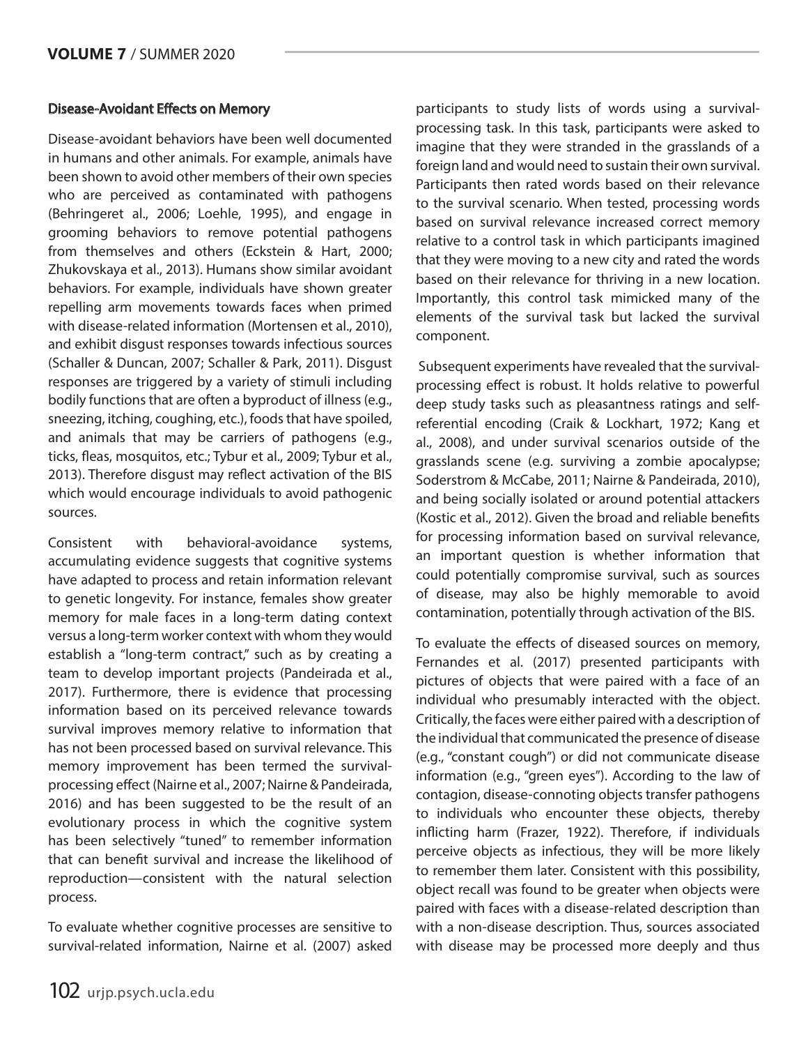### Disease-Avoidant Effects on Memory

Disease-avoidant behaviors have been well documented in humans and other animals. For example, animals have been shown to avoid other members of their own species who are perceived as contaminated with pathogens (Behringeret al., 2006; Loehle, 1995), and engage in grooming behaviors to remove potential pathogens from themselves and others (Eckstein & Hart, 2000; Zhukovskaya et al., 2013). Humans show similar avoidant behaviors. For example, individuals have shown greater repelling arm movements towards faces when primed with disease-related information (Mortensen et al., 2010), and exhibit disgust responses towards infectious sources (Schaller & Duncan, 2007; Schaller & Park, 2011). Disgust responses are triggered by a variety of stimuli including bodily functions that are often a byproduct of illness (e.g., sneezing, itching, coughing, etc.), foods that have spoiled, and animals that may be carriers of pathogens (e.g., ticks, fleas, mosquitos, etc.; Tybur et al., 2009; Tybur et al., 2013). Therefore disgust may reflect activation of the BIS which would encourage individuals to avoid pathogenic sources.

Consistent with behavioral-avoidance systems, accumulating evidence suggests that cognitive systems have adapted to process and retain information relevant to genetic longevity. For instance, females show greater memory for male faces in a long-term dating context versus a long-term worker context with whom they would establish a "long-term contract," such as by creating a team to develop important projects (Pandeirada et al., 2017). Furthermore, there is evidence that processing information based on its perceived relevance towards survival improves memory relative to information that has not been processed based on survival relevance. This memory improvement has been termed the survival-processing effect (Nairne et al., 2007; Nairne & Pandeirada, 2016) and has been suggested to be the result of an evolutionary process in which the cognitive system has been selectively "tuned" to remember information that can benefit survival and increase the likelihood of reproduction—consistent with the natural selection process.

To evaluate whether cognitive processes are sensitive to survival-related information, Nairne et al. (2007) asked participants to study lists of words using a survival-processing task. In this task, participants were asked to imagine that they were stranded in the grasslands of a foreign land and would need to sustain their own survival. Participants then rated words based on their relevance to the survival scenario. When tested, processing words based on survival relevance increased correct memory relative to a control task in which participants imagined that they were moving to a new city and rated the words based on their relevance for thriving in a new location. Importantly, this control task mimicked many of the elements of the survival task but lacked the survival component.

Subsequent experiments have revealed that the survival-processing effect is robust. It holds relative to powerful deep study tasks such as pleasantness ratings and self-referential encoding (Craik & Lockhart, 1972; Kang et al., 2008), and under survival scenarios outside of the grasslands scene (e.g. surviving a zombie apocalypse; Soderstrom & McCabe, 2011; Nairne & Pandeirada, 2010), and being socially isolated or around potential attackers (Kostic et al., 2012). Given the broad and reliable benefits for processing information based on survival relevance, an important question is whether information that could potentially compromise survival, such as sources of disease, may also be highly memorable to avoid contamination, potentially through activation of the BIS.

To evaluate the effects of diseased sources on memory, Fernandes et al. (2017) presented participants with pictures of objects that were paired with a face of an individual who presumably interacted with the object. Critically, the faces were either paired with a description of the individual that communicated the presence of disease (e.g., "constant cough") or did not communicate disease information (e.g., "green eyes"). According to the law of contagion, disease-connoting objects transfer pathogens to individuals who encounter these objects, thereby inflicting harm (Frazer, 1922). Therefore, if individuals perceive objects as infectious, they will be more likely to remember them later. Consistent with this possibility, object recall was found to be greater when objects were paired with faces with a disease-related description than with a non-disease description. Thus, sources associated with disease may be processed more deeply and thus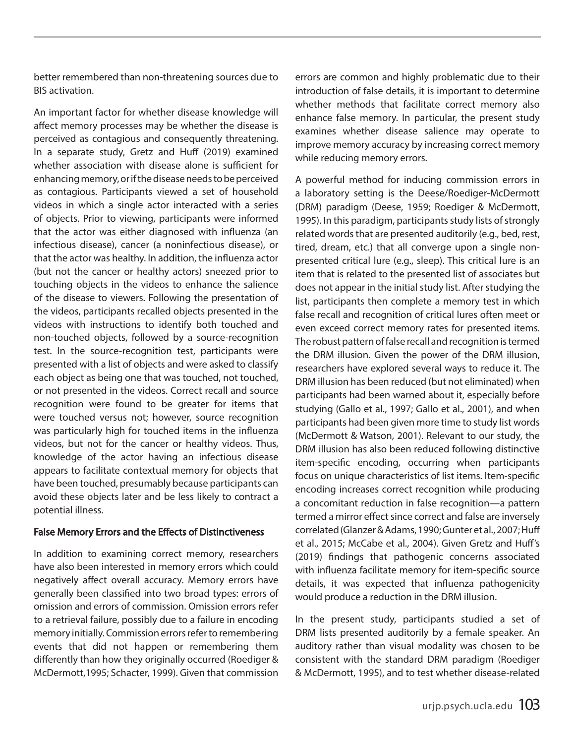better remembered than non-threatening sources due to BIS activation.

An important factor for whether disease knowledge will affect memory processes may be whether the disease is perceived as contagious and consequently threatening. In a separate study, Gretz and Huff (2019) examined whether association with disease alone is sufficient for enhancing memory, or if the disease needs to be perceived as contagious. Participants viewed a set of household videos in which a single actor interacted with a series of objects. Prior to viewing, participants were informed that the actor was either diagnosed with influenza (an infectious disease), cancer (a noninfectious disease), or that the actor was healthy. In addition, the influenza actor (but not the cancer or healthy actors) sneezed prior to touching objects in the videos to enhance the salience of the disease to viewers. Following the presentation of the videos, participants recalled objects presented in the videos with instructions to identify both touched and non-touched objects, followed by a source-recognition test. In the source-recognition test, participants were presented with a list of objects and were asked to classify each object as being one that was touched, not touched, or not presented in the videos. Correct recall and source recognition were found to be greater for items that were touched versus not; however, source recognition was particularly high for touched items in the influenza videos, but not for the cancer or healthy videos. Thus, knowledge of the actor having an infectious disease appears to facilitate contextual memory for objects that have been touched, presumably because participants can avoid these objects later and be less likely to contract a potential illness.

### False Memory Errors and the Effects of Distinctiveness

In addition to examining correct memory, researchers have also been interested in memory errors which could negatively affect overall accuracy. Memory errors have generally been classified into two broad types: errors of omission and errors of commission. Omission errors refer to a retrieval failure, possibly due to a failure in encoding memory initially. Commission errors refer to remembering events that did not happen or remembering them differently than how they originally occurred (Roediger & McDermott,1995; Schacter, 1999). Given that commission errors are common and highly problematic due to their introduction of false details, it is important to determine whether methods that facilitate correct memory also enhance false memory. In particular, the present study examines whether disease salience may operate to improve memory accuracy by increasing correct memory while reducing memory errors.

A powerful method for inducing commission errors in a laboratory setting is the Deese/Roediger-McDermott (DRM) paradigm (Deese, 1959; Roediger & McDermott, 1995). In this paradigm, participants study lists of strongly related words that are presented auditorily (e.g., bed, rest, tired, dream, etc.) that all converge upon a single non-presented critical lure (e.g., sleep). This critical lure is an item that is related to the presented list of associates but does not appear in the initial study list. After studying the list, participants then complete a memory test in which false recall and recognition of critical lures often meet or even exceed correct memory rates for presented items. The robust pattern of false recall and recognition is termed the DRM illusion. Given the power of the DRM illusion, researchers have explored several ways to reduce it. The DRM illusion has been reduced (but not eliminated) when participants had been warned about it, especially before studying (Gallo et al., 1997; Gallo et al., 2001), and when participants had been given more time to study list words (McDermott & Watson, 2001). Relevant to our study, the DRM illusion has also been reduced following distinctive item-specific encoding, occurring when participants focus on unique characteristics of list items. Item-specific encoding increases correct recognition while producing a concomitant reduction in false recognition—a pattern termed a mirror effect since correct and false are inversely correlated (Glanzer & Adams, 1990; Gunter et al., 2007; Huff et al., 2015; McCabe et al., 2004). Given Gretz and Huff's (2019) findings that pathogenic concerns associated with influenza facilitate memory for item-specific source details, it was expected that influenza pathogenicity would produce a reduction in the DRM illusion.

In the present study, participants studied a set of DRM lists presented auditorily by a female speaker. An auditory rather than visual modality was chosen to be consistent with the standard DRM paradigm (Roediger & McDermott, 1995), and to test whether disease-related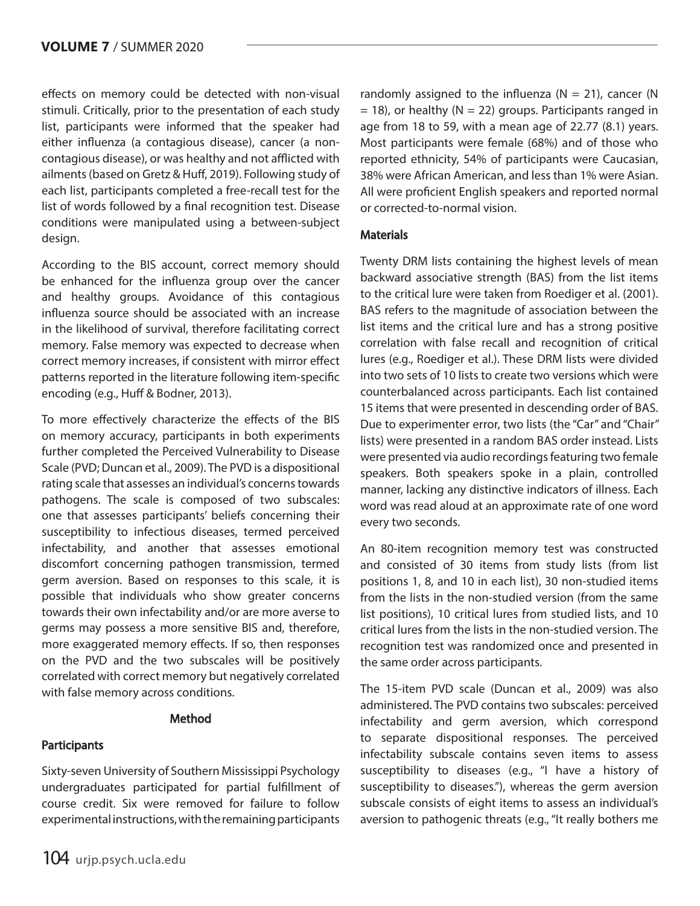effects on memory could be detected with non-visual stimuli. Critically, prior to the presentation of each study list, participants were informed that the speaker had either influenza (a contagious disease), cancer (a non-contagious disease), or was healthy and not afflicted with ailments (based on Gretz & Huff, 2019). Following study of each list, participants completed a free-recall test for the list of words followed by a final recognition test. Disease conditions were manipulated using a between-subject design.

According to the BIS account, correct memory should be enhanced for the influenza group over the cancer and healthy groups. Avoidance of this contagious influenza source should be associated with an increase in the likelihood of survival, therefore facilitating correct memory. False memory was expected to decrease when correct memory increases, if consistent with mirror effect patterns reported in the literature following item-specific encoding (e.g., Huff & Bodner, 2013).

To more effectively characterize the effects of the BIS on memory accuracy, participants in both experiments further completed the Perceived Vulnerability to Disease Scale (PVD; Duncan et al., 2009). The PVD is a dispositional rating scale that assesses an individual's concerns towards pathogens. The scale is composed of two subscales: one that assesses participants' beliefs concerning their susceptibility to infectious diseases, termed perceived infectability, and another that assesses emotional discomfort concerning pathogen transmission, termed germ aversion. Based on responses to this scale, it is possible that individuals who show greater concerns towards their own infectability and/or are more averse to germs may possess a more sensitive BIS and, therefore, more exaggerated memory effects. If so, then responses on the PVD and the two subscales will be positively correlated with correct memory but negatively correlated with false memory across conditions.

## Method

### Participants

Sixty-seven University of Southern Mississippi Psychology undergraduates participated for partial fulfillment of course credit. Six were removed for failure to follow experimental instructions, with the remaining participants randomly assigned to the influenza ($N = 21$), cancer ($N = 18$), or healthy ($N = 22$) groups. Participants ranged in age from 18 to 59, with a mean age of 22.77 (8.1) years. Most participants were female (68%) and of those who reported ethnicity, 54% of participants were Caucasian, 38% were African American, and less than 1% were Asian. All were proficient English speakers and reported normal or corrected-to-normal vision.

### Materials

Twenty DRM lists containing the highest levels of mean backward associative strength (BAS) from the list items to the critical lure were taken from Roediger et al. (2001). BAS refers to the magnitude of association between the list items and the critical lure and has a strong positive correlation with false recall and recognition of critical lures (e.g., Roediger et al.). These DRM lists were divided into two sets of 10 lists to create two versions which were counterbalanced across participants. Each list contained 15 items that were presented in descending order of BAS. Due to experimenter error, two lists (the "Car" and "Chair" lists) were presented in a random BAS order instead. Lists were presented via audio recordings featuring two female speakers. Both speakers spoke in a plain, controlled manner, lacking any distinctive indicators of illness. Each word was read aloud at an approximate rate of one word every two seconds.

An 80-item recognition memory test was constructed and consisted of 30 items from study lists (from list positions 1, 8, and 10 in each list), 30 non-studied items from the lists in the non-studied version (from the same list positions), 10 critical lures from studied lists, and 10 critical lures from the lists in the non-studied version. The recognition test was randomized once and presented in the same order across participants.

The 15-item PVD scale (Duncan et al., 2009) was also administered. The PVD contains two subscales: perceived infectability and germ aversion, which correspond to separate dispositional responses. The perceived infectability subscale contains seven items to assess susceptibility to diseases (e.g., "I have a history of susceptibility to diseases."), whereas the germ aversion subscale consists of eight items to assess an individual's aversion to pathogenic threats (e.g., "It really bothers me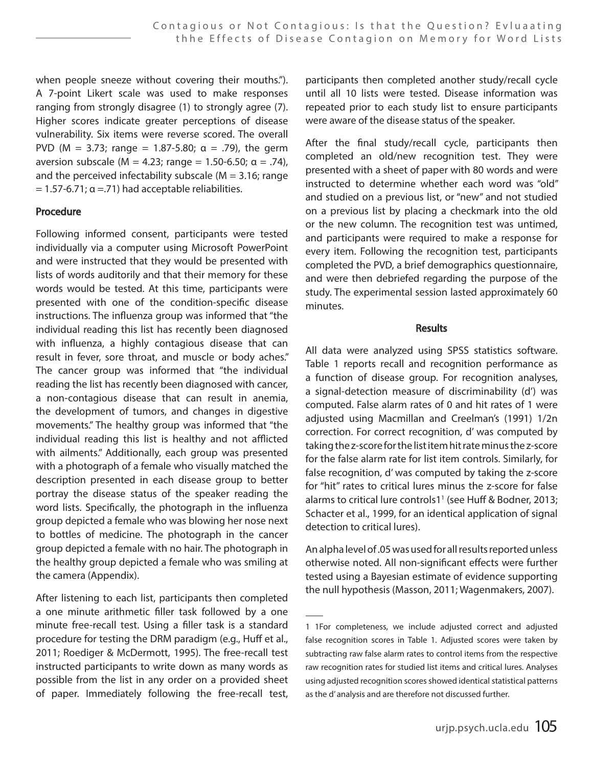when people sneeze without covering their mouths."). A 7-point Likert scale was used to make responses ranging from strongly disagree (1) to strongly agree (7). Higher scores indicate greater perceptions of disease vulnerability. Six items were reverse scored. The overall PVD ($M = 3.73$; range = 1.87-5.80; $\alpha = .79$), the germ aversion subscale ($M = 4.23$; range = 1.50-6.50; $\alpha = .74$), and the perceived infectability subscale ($M = 3.16$; range = 1.57-6.71; $\alpha = .71$) had acceptable reliabilities.

### Procedure

Following informed consent, participants were tested individually via a computer using Microsoft PowerPoint and were instructed that they would be presented with lists of words auditorily and that their memory for these words would be tested. At this time, participants were presented with one of the condition-specific disease instructions. The influenza group was informed that "the individual reading this list has recently been diagnosed with influenza, a highly contagious disease that can result in fever, sore throat, and muscle or body aches." The cancer group was informed that "the individual reading the list has recently been diagnosed with cancer, a non-contagious disease that can result in anemia, the development of tumors, and changes in digestive movements." The healthy group was informed that "the individual reading this list is healthy and not afflicted with ailments." Additionally, each group was presented with a photograph of a female who visually matched the description presented in each disease group to better portray the disease status of the speaker reading the word lists. Specifically, the photograph in the influenza group depicted a female who was blowing her nose next to bottles of medicine. The photograph in the cancer group depicted a female with no hair. The photograph in the healthy group depicted a female who was smiling at the camera (Appendix).

After listening to each list, participants then completed a one minute arithmetic filler task followed by a one minute free-recall test. Using a filler task is a standard procedure for testing the DRM paradigm (e.g., Huff et al., 2011; Roediger & McDermott, 1995). The free-recall test instructed participants to write down as many words as possible from the list in any order on a provided sheet of paper. Immediately following the free-recall test, participants then completed another study/recall cycle until all 10 lists were tested. Disease information was repeated prior to each study list to ensure participants were aware of the disease status of the speaker.

After the final study/recall cycle, participants then completed an old/new recognition test. They were presented with a sheet of paper with 80 words and were instructed to determine whether each word was "old" and studied on a previous list, or "new" and not studied on a previous list by placing a checkmark into the old or the new column. The recognition test was untimed, and participants were required to make a response for every item. Following the recognition test, participants completed the PVD, a brief demographics questionnaire, and were then debriefed regarding the purpose of the study. The experimental session lasted approximately 60 minutes.

## Results

All data were analyzed using SPSS statistics software. Table 1 reports recall and recognition performance as a function of disease group. For recognition analyses, a signal-detection measure of discriminability (d') was computed. False alarm rates of 0 and hit rates of 1 were adjusted using Macmillan and Creelman's (1991) 1/2n correction. For correct recognition, d' was computed by taking the z-score for the list item hit rate minus the z-score for the false alarm rate for list item controls. Similarly, for false recognition, d' was computed by taking the z-score for "hit" rates to critical lures minus the z-score for false alarms to critical lure controls1[1] (see Huff & Bodner, 2013; Schacter et al., 1999, for an identical application of signal detection to critical lures).

An alpha level of .05 was used for all results reported unless otherwise noted. All non-significant effects were further tested using a Bayesian estimate of evidence supporting the null hypothesis (Masson, 2011; Wagenmakers, 2007).

---

1 1For completeness, we include adjusted correct and adjusted false recognition scores in Table 1. Adjusted scores were taken by subtracting raw false alarm rates to control items from the respective raw recognition rates for studied list items and critical lures. Analyses using adjusted recognition scores showed identical statistical patterns as the d' analysis and are therefore not discussed further.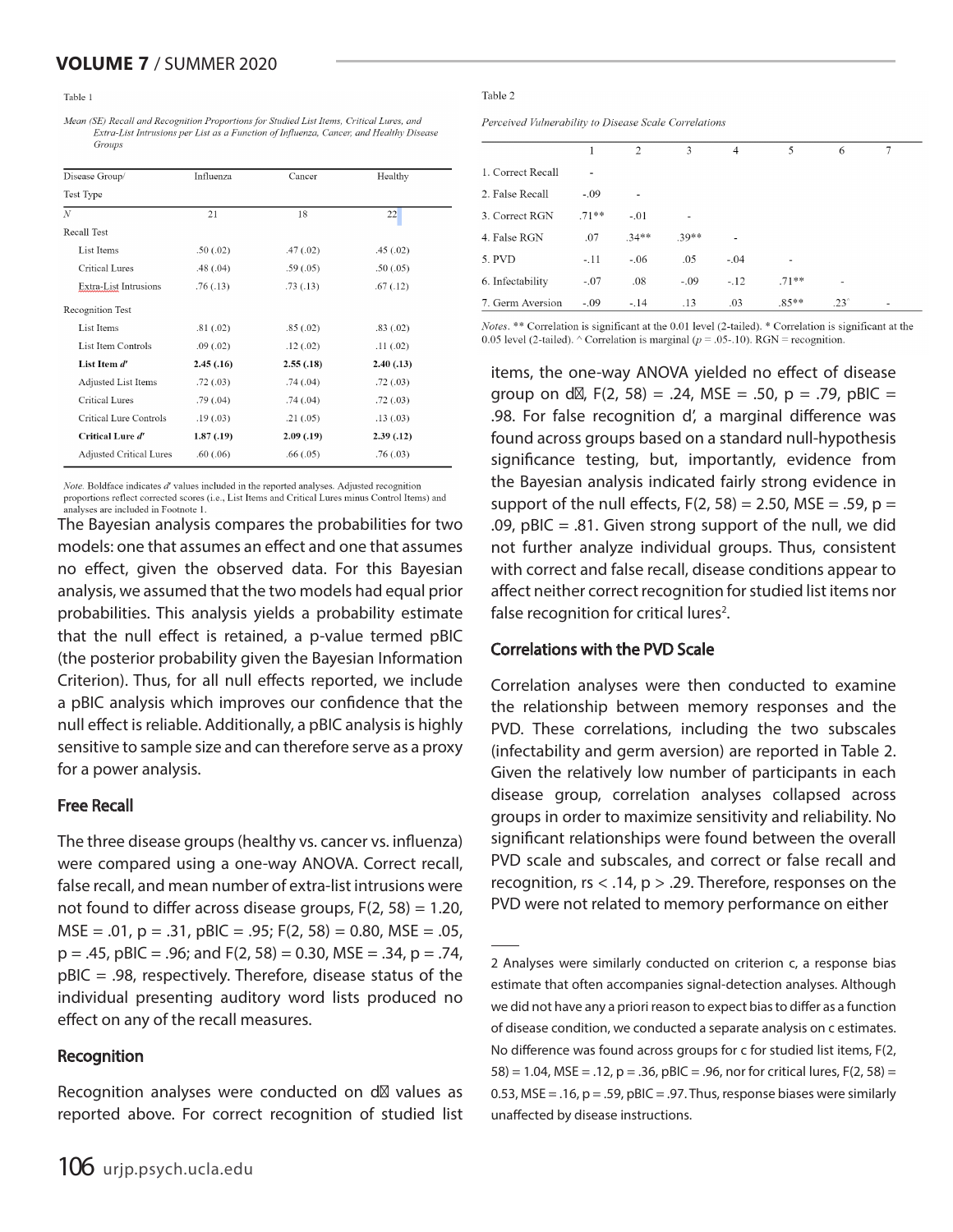Table 1

*Mean (SE) Recall and Recognition Proportions for Studied List Items, Critical Lures, and Extra-List Intrusions per List as a Function of Influenza, Cancer, and Healthy Disease Groups*

| Disease Group/ Test Type | Influenza | Cancer | Healthy |
|---|---|---|---|
| *N* | 21 | 18 | 22 |
| Recall Test | | | |
| List Items | .50 (.02) | .47 (.02) | .45 (.02) |
| Critical Lures | .48 (.04) | .59 (.05) | .50 (.05) |
| Extra-List Intrusions | .76 (.13) | .73 (.13) | .67 (.12) |
| Recognition Test | | | |
| List Items | .81 (.02) | .85 (.02) | .83 (.02) |
| List Item Controls | .09 (.02) | .12 (.02) | .11 (.02) |
| **List Item *d′*** | **2.45 (.16)** | **2.55 (.18)** | **2.40 (.13)** |
| Adjusted List Items | .72 (.03) | .74 (.04) | .72 (.03) |
| Critical Lures | .79 (.04) | .74 (.04) | .72 (.03) |
| Critical Lure Controls | .19 (.03) | .21 (.05) | .13 (.03) |
| **Critical Lure *d′*** | **1.87 (.19)** | **2.09 (.19)** | **2.39 (.12)** |
| Adjusted Critical Lures | .60 (.06) | .66 (.05) | .76 (.03) |

*Note.* Boldface indicates *d′* values included in the reported analyses. Adjusted recognition proportions reflect corrected scores (i.e., List Items and Critical Lures minus Control Items) and analyses are included in Footnote 1.

The Bayesian analysis compares the probabilities for two models: one that assumes an effect and one that assumes no effect, given the observed data. For this Bayesian analysis, we assumed that the two models had equal prior probabilities. This analysis yields a probability estimate that the null effect is retained, a p-value termed pBIC (the posterior probability given the Bayesian Information Criterion). Thus, for all null effects reported, we include a pBIC analysis which improves our confidence that the null effect is reliable. Additionally, a pBIC analysis is highly sensitive to sample size and can therefore serve as a proxy for a power analysis.

## Free Recall

The three disease groups (healthy vs. cancer vs. influenza) were compared using a one-way ANOVA. Correct recall, false recall, and mean number of extra-list intrusions were not found to differ across disease groups, $F(2, 58) = 1.20$, $MSE = .01$, $p = .31$, $pBIC = .95$; $F(2, 58) = 0.80$, $MSE = .05$, $p = .45$, $pBIC = .96$; and $F(2, 58) = 0.30$, $MSE = .34$, $p = .74$, $pBIC = .98$, respectively. Therefore, disease status of the individual presenting auditory word lists produced no effect on any of the recall measures.

## Recognition

Recognition analyses were conducted on d′ values as reported above. For correct recognition of studied list items, the one-way ANOVA yielded no effect of disease group on d′, $F(2, 58) = .24$, $MSE = .50$, $p = .79$, $pBIC = .98$. For false recognition d′, a marginal difference was found across groups based on a standard null-hypothesis significance testing, but, importantly, evidence from the Bayesian analysis indicated fairly strong evidence in support of the null effects, $F(2, 58) = 2.50$, $MSE = .59$, $p = .09$, $pBIC = .81$. Given strong support of the null, we did not further analyze individual groups. Thus, consistent with correct and false recall, disease conditions appear to affect neither correct recognition for studied list items nor false recognition for critical lures[2].

Table 2

*Perceived Vulnerability to Disease Scale Correlations*

| | 1 | 2 | 3 | 4 | 5 | 6 | 7 |
|---|---|---|---|---|---|---|---|
| 1. Correct Recall | - | | | | | | |
| 2. False Recall | -.09 | - | | | | | |
| 3. Correct RGN | .71** | -.01 | - | | | | |
| 4. False RGN | .07 | .34** | .39** | - | | | |
| 5. PVD | -.11 | -.06 | .05 | -.04 | - | | |
| 6. Infectability | -.07 | .08 | -.09 | -.12 | .71** | - | |
| 7. Germ Aversion | -.09 | -.14 | .13 | .03 | .85** | .23^ | - |

*Notes.* ** Correlation is significant at the 0.01 level (2-tailed). * Correlation is significant at the 0.05 level (2-tailed). ^ Correlation is marginal ($p = .05$-$.10$). RGN = recognition.

## Correlations with the PVD Scale

Correlation analyses were then conducted to examine the relationship between memory responses and the PVD. These correlations, including the two subscales (infectability and germ aversion) are reported in Table 2. Given the relatively low number of participants in each disease group, correlation analyses collapsed across groups in order to maximize sensitivity and reliability. No significant relationships were found between the overall PVD scale and subscales, and correct or false recall and recognition, $rs < .14$, $p > .29$. Therefore, responses on the PVD were not related to memory performance on either

---

2 Analyses were similarly conducted on criterion c, a response bias estimate that often accompanies signal-detection analyses. Although we did not have any a priori reason to expect bias to differ as a function of disease condition, we conducted a separate analysis on c estimates. No difference was found across groups for c for studied list items, $F(2, 58) = 1.04$, $MSE = .12$, $p = .36$, $pBIC = .96$, nor for critical lures, $F(2, 58) = 0.53$, $MSE = .16$, $p = .59$, $pBIC = .97$. Thus, response biases were similarly unaffected by disease instructions.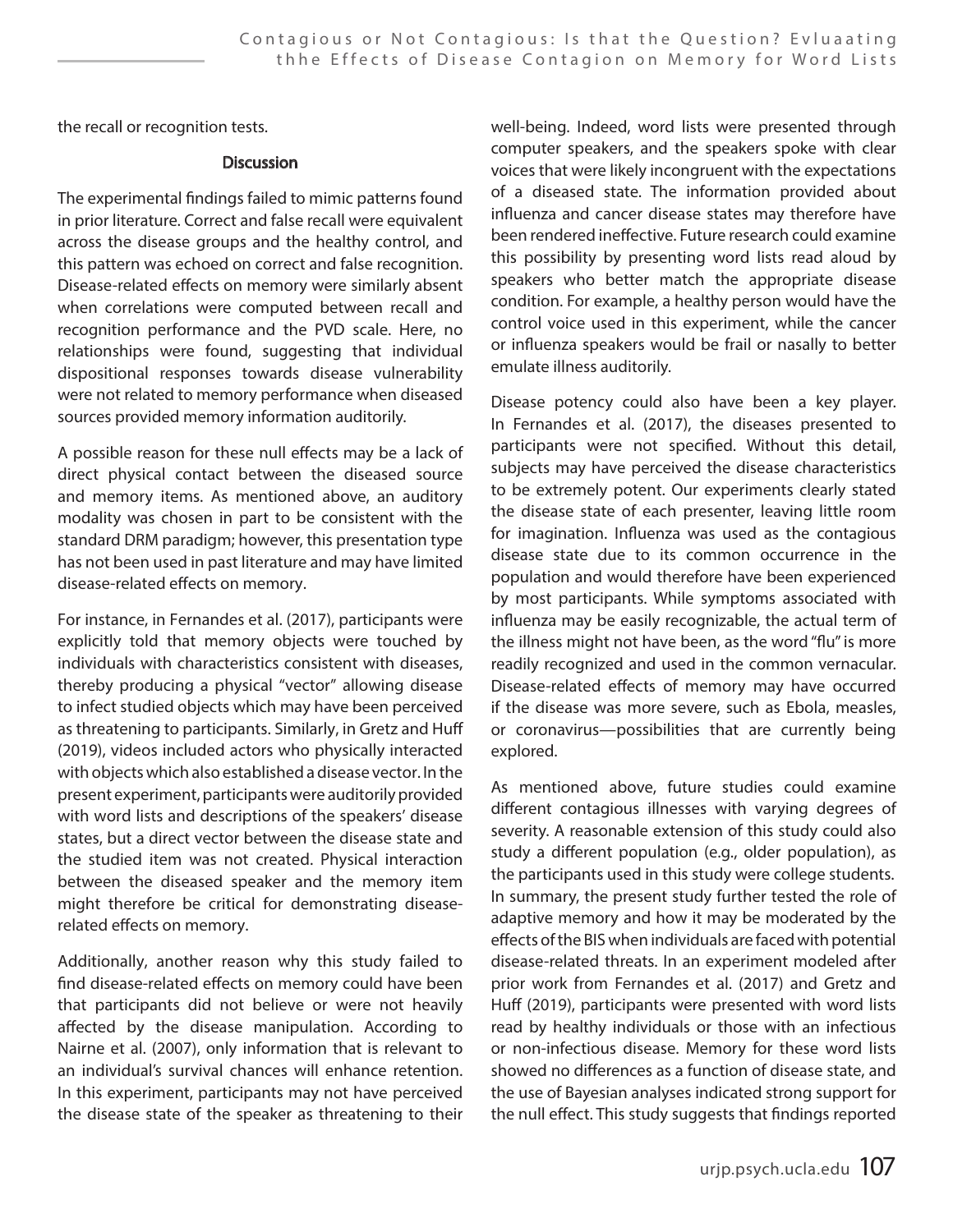the recall or recognition tests.

## Discussion

The experimental findings failed to mimic patterns found in prior literature. Correct and false recall were equivalent across the disease groups and the healthy control, and this pattern was echoed on correct and false recognition. Disease-related effects on memory were similarly absent when correlations were computed between recall and recognition performance and the PVD scale. Here, no relationships were found, suggesting that individual dispositional responses towards disease vulnerability were not related to memory performance when diseased sources provided memory information auditorily.

A possible reason for these null effects may be a lack of direct physical contact between the diseased source and memory items. As mentioned above, an auditory modality was chosen in part to be consistent with the standard DRM paradigm; however, this presentation type has not been used in past literature and may have limited disease-related effects on memory.

For instance, in Fernandes et al. (2017), participants were explicitly told that memory objects were touched by individuals with characteristics consistent with diseases, thereby producing a physical "vector" allowing disease to infect studied objects which may have been perceived as threatening to participants. Similarly, in Gretz and Huff (2019), videos included actors who physically interacted with objects which also established a disease vector. In the present experiment, participants were auditorily provided with word lists and descriptions of the speakers' disease states, but a direct vector between the disease state and the studied item was not created. Physical interaction between the diseased speaker and the memory item might therefore be critical for demonstrating disease-related effects on memory.

Additionally, another reason why this study failed to find disease-related effects on memory could have been that participants did not believe or were not heavily affected by the disease manipulation. According to Nairne et al. (2007), only information that is relevant to an individual's survival chances will enhance retention. In this experiment, participants may not have perceived the disease state of the speaker as threatening to their well-being. Indeed, word lists were presented through computer speakers, and the speakers spoke with clear voices that were likely incongruent with the expectations of a diseased state. The information provided about influenza and cancer disease states may therefore have been rendered ineffective. Future research could examine this possibility by presenting word lists read aloud by speakers who better match the appropriate disease condition. For example, a healthy person would have the control voice used in this experiment, while the cancer or influenza speakers would be frail or nasally to better emulate illness auditorily.

Disease potency could also have been a key player. In Fernandes et al. (2017), the diseases presented to participants were not specified. Without this detail, subjects may have perceived the disease characteristics to be extremely potent. Our experiments clearly stated the disease state of each presenter, leaving little room for imagination. Influenza was used as the contagious disease state due to its common occurrence in the population and would therefore have been experienced by most participants. While symptoms associated with influenza may be easily recognizable, the actual term of the illness might not have been, as the word "flu" is more readily recognized and used in the common vernacular. Disease-related effects of memory may have occurred if the disease was more severe, such as Ebola, measles, or coronavirus—possibilities that are currently being explored.

As mentioned above, future studies could examine different contagious illnesses with varying degrees of severity. A reasonable extension of this study could also study a different population (e.g., older population), as the participants used in this study were college students. In summary, the present study further tested the role of adaptive memory and how it may be moderated by the effects of the BIS when individuals are faced with potential disease-related threats. In an experiment modeled after prior work from Fernandes et al. (2017) and Gretz and Huff (2019), participants were presented with word lists read by healthy individuals or those with an infectious or non-infectious disease. Memory for these word lists showed no differences as a function of disease state, and the use of Bayesian analyses indicated strong support for the null effect. This study suggests that findings reported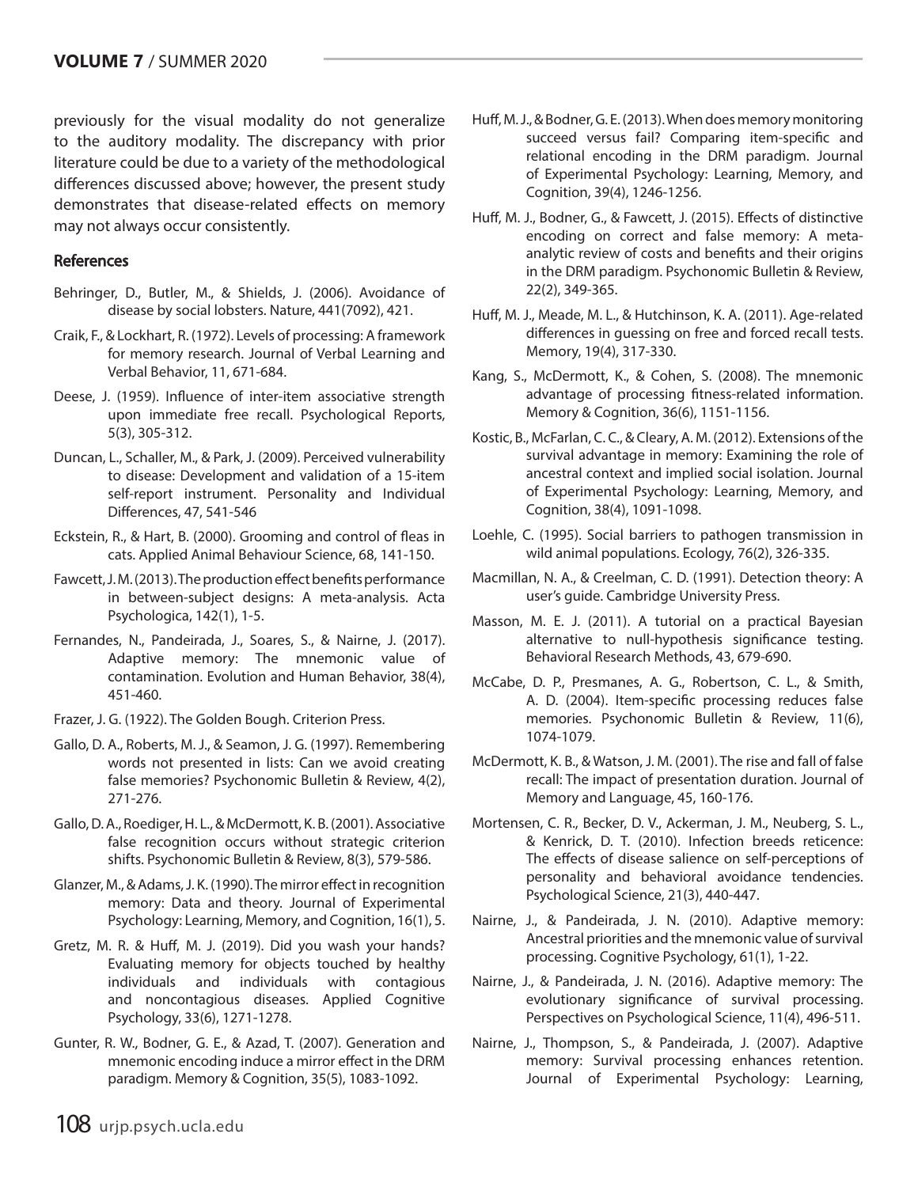previously for the visual modality do not generalize to the auditory modality. The discrepancy with prior literature could be due to a variety of the methodological differences discussed above; however, the present study demonstrates that disease-related effects on memory may not always occur consistently.

## References

Behringer, D., Butler, M., & Shields, J. (2006). Avoidance of disease by social lobsters. Nature, 441(7092), 421.

Craik, F., & Lockhart, R. (1972). Levels of processing: A framework for memory research. Journal of Verbal Learning and Verbal Behavior, 11, 671-684.

Deese, J. (1959). Influence of inter-item associative strength upon immediate free recall. Psychological Reports, 5(3), 305-312.

Duncan, L., Schaller, M., & Park, J. (2009). Perceived vulnerability to disease: Development and validation of a 15-item self-report instrument. Personality and Individual Differences, 47, 541-546

Eckstein, R., & Hart, B. (2000). Grooming and control of fleas in cats. Applied Animal Behaviour Science, 68, 141-150.

Fawcett, J. M. (2013). The production effect benefits performance in between-subject designs: A meta-analysis. Acta Psychologica, 142(1), 1-5.

Fernandes, N., Pandeirada, J., Soares, S., & Nairne, J. (2017). Adaptive memory: The mnemonic value of contamination. Evolution and Human Behavior, 38(4), 451-460.

Frazer, J. G. (1922). The Golden Bough. Criterion Press.

Gallo, D. A., Roberts, M. J., & Seamon, J. G. (1997). Remembering words not presented in lists: Can we avoid creating false memories? Psychonomic Bulletin & Review, 4(2), 271-276.

Gallo, D. A., Roediger, H. L., & McDermott, K. B. (2001). Associative false recognition occurs without strategic criterion shifts. Psychonomic Bulletin & Review, 8(3), 579-586.

Glanzer, M., & Adams, J. K. (1990). The mirror effect in recognition memory: Data and theory. Journal of Experimental Psychology: Learning, Memory, and Cognition, 16(1), 5.

Gretz, M. R. & Huff, M. J. (2019). Did you wash your hands? Evaluating memory for objects touched by healthy individuals and individuals with contagious and noncontagious diseases. Applied Cognitive Psychology, 33(6), 1271-1278.

Gunter, R. W., Bodner, G. E., & Azad, T. (2007). Generation and mnemonic encoding induce a mirror effect in the DRM paradigm. Memory & Cognition, 35(5), 1083-1092.

Huff, M. J., & Bodner, G. E. (2013). When does memory monitoring succeed versus fail? Comparing item-specific and relational encoding in the DRM paradigm. Journal of Experimental Psychology: Learning, Memory, and Cognition, 39(4), 1246-1256.

Huff, M. J., Bodner, G., & Fawcett, J. (2015). Effects of distinctive encoding on correct and false memory: A meta-analytic review of costs and benefits and their origins in the DRM paradigm. Psychonomic Bulletin & Review, 22(2), 349-365.

Huff, M. J., Meade, M. L., & Hutchinson, K. A. (2011). Age-related differences in guessing on free and forced recall tests. Memory, 19(4), 317-330.

Kang, S., McDermott, K., & Cohen, S. (2008). The mnemonic advantage of processing fitness-related information. Memory & Cognition, 36(6), 1151-1156.

Kostic, B., McFarlan, C. C., & Cleary, A. M. (2012). Extensions of the survival advantage in memory: Examining the role of ancestral context and implied social isolation. Journal of Experimental Psychology: Learning, Memory, and Cognition, 38(4), 1091-1098.

Loehle, C. (1995). Social barriers to pathogen transmission in wild animal populations. Ecology, 76(2), 326-335.

Macmillan, N. A., & Creelman, C. D. (1991). Detection theory: A user's guide. Cambridge University Press.

Masson, M. E. J. (2011). A tutorial on a practical Bayesian alternative to null-hypothesis significance testing. Behavioral Research Methods, 43, 679-690.

McCabe, D. P., Presmanes, A. G., Robertson, C. L., & Smith, A. D. (2004). Item-specific processing reduces false memories. Psychonomic Bulletin & Review, 11(6), 1074-1079.

McDermott, K. B., & Watson, J. M. (2001). The rise and fall of false recall: The impact of presentation duration. Journal of Memory and Language, 45, 160-176.

Mortensen, C. R., Becker, D. V., Ackerman, J. M., Neuberg, S. L., & Kenrick, D. T. (2010). Infection breeds reticence: The effects of disease salience on self-perceptions of personality and behavioral avoidance tendencies. Psychological Science, 21(3), 440-447.

Nairne, J., & Pandeirada, J. N. (2010). Adaptive memory: Ancestral priorities and the mnemonic value of survival processing. Cognitive Psychology, 61(1), 1-22.

Nairne, J., & Pandeirada, J. N. (2016). Adaptive memory: The evolutionary significance of survival processing. Perspectives on Psychological Science, 11(4), 496-511.

Nairne, J., Thompson, S., & Pandeirada, J. (2007). Adaptive memory: Survival processing enhances retention. Journal of Experimental Psychology: Learning,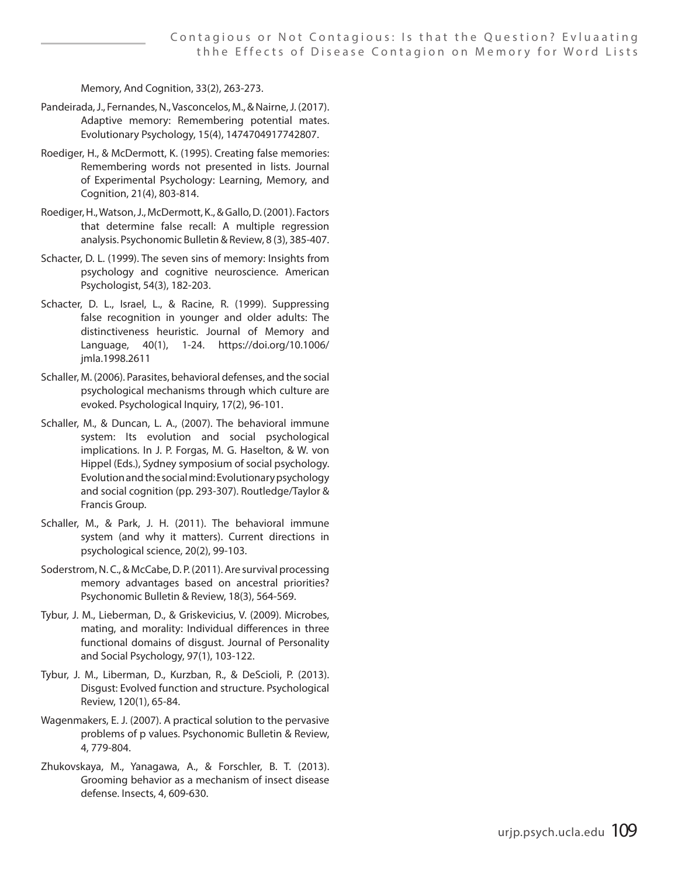Memory, And Cognition, 33(2), 263-273.

Pandeirada, J., Fernandes, N., Vasconcelos, M., & Nairne, J. (2017). Adaptive memory: Remembering potential mates. Evolutionary Psychology, 15(4), 1474704917742807.

Roediger, H., & McDermott, K. (1995). Creating false memories: Remembering words not presented in lists. Journal of Experimental Psychology: Learning, Memory, and Cognition, 21(4), 803-814.

Roediger, H., Watson, J., McDermott, K., & Gallo, D. (2001). Factors that determine false recall: A multiple regression analysis. Psychonomic Bulletin & Review, 8 (3), 385-407.

Schacter, D. L. (1999). The seven sins of memory: Insights from psychology and cognitive neuroscience. American Psychologist, 54(3), 182-203.

Schacter, D. L., Israel, L., & Racine, R. (1999). Suppressing false recognition in younger and older adults: The distinctiveness heuristic. Journal of Memory and Language, 40(1), 1-24. https://doi.org/10.1006/jmla.1998.2611

Schaller, M. (2006). Parasites, behavioral defenses, and the social psychological mechanisms through which culture are evoked. Psychological Inquiry, 17(2), 96-101.

Schaller, M., & Duncan, L. A., (2007). The behavioral immune system: Its evolution and social psychological implications. In J. P. Forgas, M. G. Haselton, & W. von Hippel (Eds.), Sydney symposium of social psychology. Evolution and the social mind: Evolutionary psychology and social cognition (pp. 293-307). Routledge/Taylor & Francis Group.

Schaller, M., & Park, J. H. (2011). The behavioral immune system (and why it matters). Current directions in psychological science, 20(2), 99-103.

Soderstrom, N. C., & McCabe, D. P. (2011). Are survival processing memory advantages based on ancestral priorities? Psychonomic Bulletin & Review, 18(3), 564-569.

Tybur, J. M., Lieberman, D., & Griskevicius, V. (2009). Microbes, mating, and morality: Individual differences in three functional domains of disgust. Journal of Personality and Social Psychology, 97(1), 103-122.

Tybur, J. M., Liberman, D., Kurzban, R., & DeScioli, P. (2013). Disgust: Evolved function and structure. Psychological Review, 120(1), 65-84.

Wagenmakers, E. J. (2007). A practical solution to the pervasive problems of p values. Psychonomic Bulletin & Review, 4, 779-804.

Zhukovskaya, M., Yanagawa, A., & Forschler, B. T. (2013). Grooming behavior as a mechanism of insect disease defense. Insects, 4, 609-630.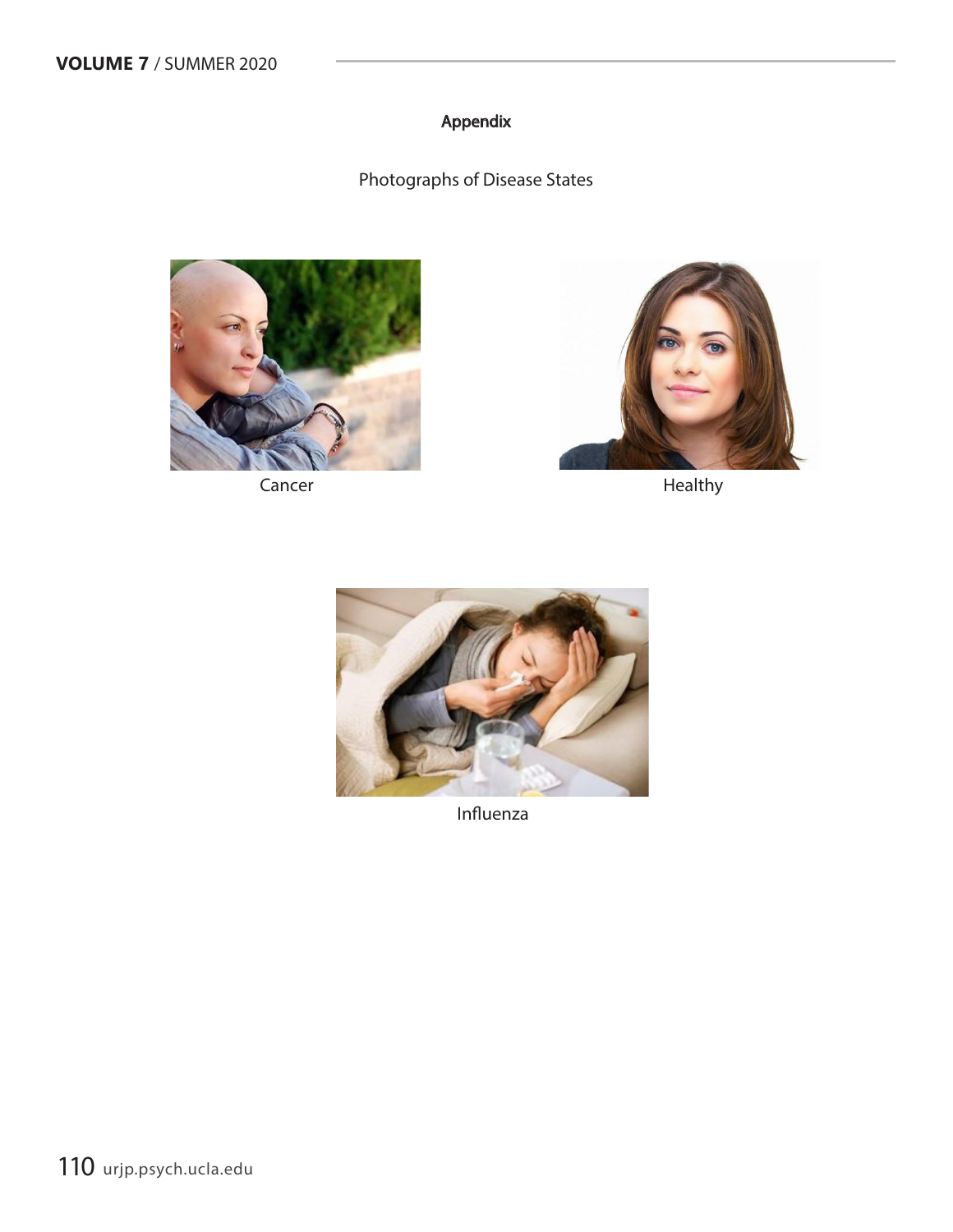## Appendix

Photographs of Disease States

Cancer

Healthy

Influenza